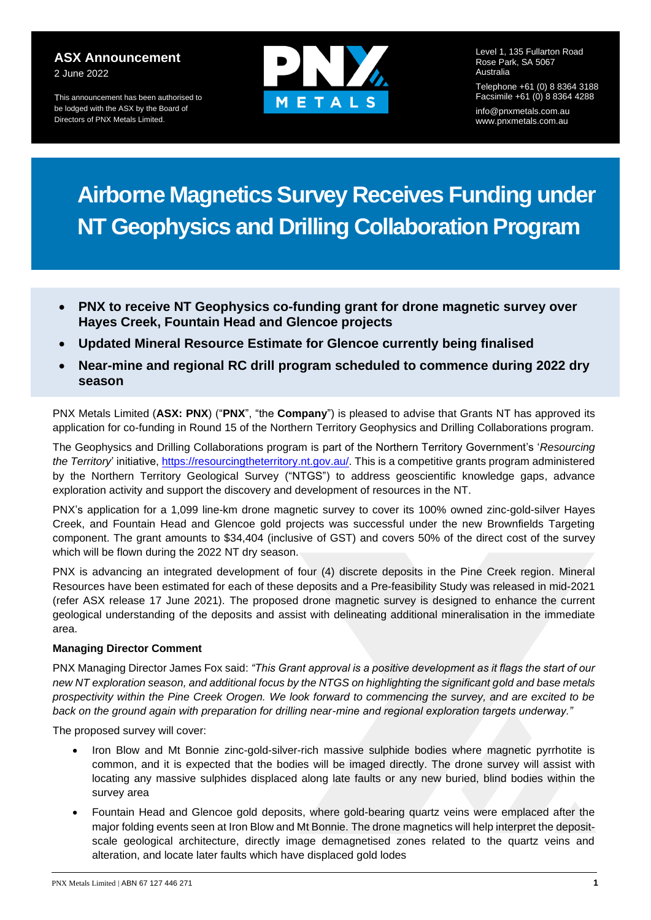**ASX Announcement**
2 June 2022

This announcement has been authorised to be lodged with the ASX by the Board of Directors of PNX Metals Limited.

Level 1, 135 Fullarton Road
Rose Park, SA 5067
Australia

Telephone +61 (0) 8 8364 3188
Facsimile +61 (0) 8 8364 4288

info@pnxmetals.com.au
www.pnxmetals.com.au

# Airborne Magnetics Survey Receives Funding under NT Geophysics and Drilling Collaboration Program

- **PNX to receive NT Geophysics co-funding grant for drone magnetic survey over Hayes Creek, Fountain Head and Glencoe projects**
- **Updated Mineral Resource Estimate for Glencoe currently being finalised**
- **Near-mine and regional RC drill program scheduled to commence during 2022 dry season**

PNX Metals Limited (**ASX: PNX**) ("**PNX**", "the **Company**") is pleased to advise that Grants NT has approved its application for co-funding in Round 15 of the Northern Territory Geophysics and Drilling Collaborations program.

The Geophysics and Drilling Collaborations program is part of the Northern Territory Government's '*Resourcing the Territory*' initiative, https://resourcingtheterritory.nt.gov.au/. This is a competitive grants program administered by the Northern Territory Geological Survey ("NTGS") to address geoscientific knowledge gaps, advance exploration activity and support the discovery and development of resources in the NT.

PNX's application for a 1,099 line-km drone magnetic survey to cover its 100% owned zinc-gold-silver Hayes Creek, and Fountain Head and Glencoe gold projects was successful under the new Brownfields Targeting component. The grant amounts to $34,404 (inclusive of GST) and covers 50% of the direct cost of the survey which will be flown during the 2022 NT dry season.

PNX is advancing an integrated development of four (4) discrete deposits in the Pine Creek region. Mineral Resources have been estimated for each of these deposits and a Pre-feasibility Study was released in mid-2021 (refer ASX release 17 June 2021). The proposed drone magnetic survey is designed to enhance the current geological understanding of the deposits and assist with delineating additional mineralisation in the immediate area.

**Managing Director Comment**

PNX Managing Director James Fox said: *"This Grant approval is a positive development as it flags the start of our new NT exploration season, and additional focus by the NTGS on highlighting the significant gold and base metals prospectivity within the Pine Creek Orogen. We look forward to commencing the survey, and are excited to be back on the ground again with preparation for drilling near-mine and regional exploration targets underway."*

The proposed survey will cover:

- Iron Blow and Mt Bonnie zinc-gold-silver-rich massive sulphide bodies where magnetic pyrrhotite is common, and it is expected that the bodies will be imaged directly. The drone survey will assist with locating any massive sulphides displaced along late faults or any new buried, blind bodies within the survey area
- Fountain Head and Glencoe gold deposits, where gold-bearing quartz veins were emplaced after the major folding events seen at Iron Blow and Mt Bonnie. The drone magnetics will help interpret the deposit-scale geological architecture, directly image demagnetised zones related to the quartz veins and alteration, and locate later faults which have displaced gold lodes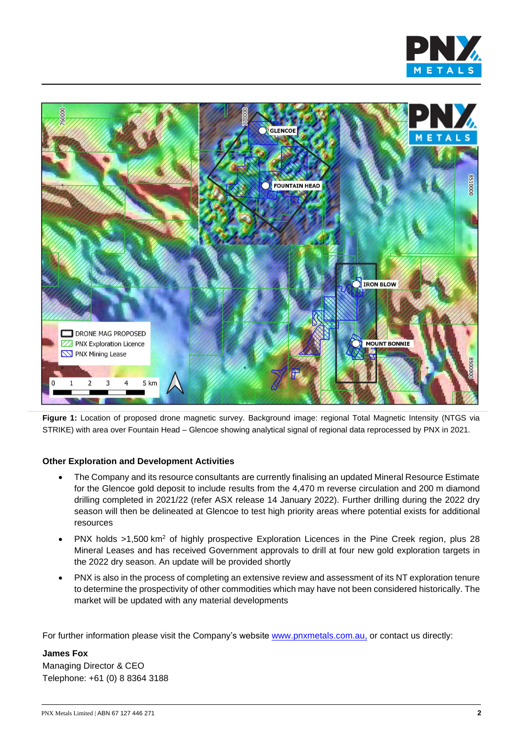DRONE MAG PROPOSED
PNX Exploration Licence
PNX Mining Lease

GLENCOE
FOUNTAIN HEAD
IRON BLOW
MOUNT BONNIE

760000
770000
8510000
8500000

0 1 2 3 4 5 km

**Figure 1:** Location of proposed drone magnetic survey. Background image: regional Total Magnetic Intensity (NTGS via STRIKE) with area over Fountain Head – Glencoe showing analytical signal of regional data reprocessed by PNX in 2021.

**Other Exploration and Development Activities**

- The Company and its resource consultants are currently finalising an updated Mineral Resource Estimate for the Glencoe gold deposit to include results from the 4,470 m reverse circulation and 200 m diamond drilling completed in 2021/22 (refer ASX release 14 January 2022). Further drilling during the 2022 dry season will then be delineated at Glencoe to test high priority areas where potential exists for additional resources
- PNX holds >1,500 km$^2$ of highly prospective Exploration Licences in the Pine Creek region, plus 28 Mineral Leases and has received Government approvals to drill at four new gold exploration targets in the 2022 dry season. An update will be provided shortly
- PNX is also in the process of completing an extensive review and assessment of its NT exploration tenure to determine the prospectivity of other commodities which may have not been considered historically. The market will be updated with any material developments

For further information please visit the Company's website www.pnxmetals.com.au, or contact us directly:

**James Fox**
Managing Director & CEO
Telephone: +61 (0) 8 8364 3188